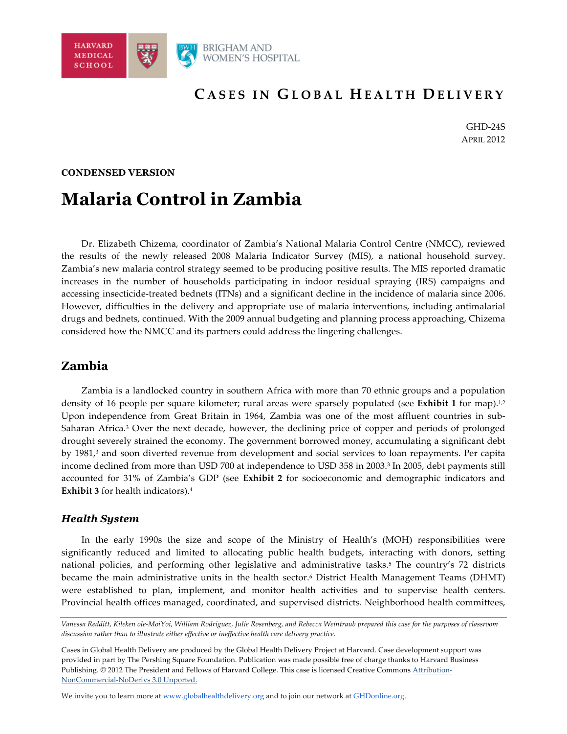HARVARD MEDICAL SCHOOL

BRIGHAM AND WOMEN'S HOSPITAL

CASES IN GLOBAL HEALTH DELIVERY

GHD-24S
APRIL 2012

**CONDENSED VERSION**

# Malaria Control in Zambia

Dr. Elizabeth Chizema, coordinator of Zambia's National Malaria Control Centre (NMCC), reviewed the results of the newly released 2008 Malaria Indicator Survey (MIS), a national household survey. Zambia's new malaria control strategy seemed to be producing positive results. The MIS reported dramatic increases in the number of households participating in indoor residual spraying (IRS) campaigns and accessing insecticide-treated bednets (ITNs) and a significant decline in the incidence of malaria since 2006. However, difficulties in the delivery and appropriate use of malaria interventions, including antimalarial drugs and bednets, continued. With the 2009 annual budgeting and planning process approaching, Chizema considered how the NMCC and its partners could address the lingering challenges.

## Zambia

Zambia is a landlocked country in southern Africa with more than 70 ethnic groups and a population density of 16 people per square kilometer; rural areas were sparsely populated (see **Exhibit 1** for map).[1,2] Upon independence from Great Britain in 1964, Zambia was one of the most affluent countries in sub-Saharan Africa.[3] Over the next decade, however, the declining price of copper and periods of prolonged drought severely strained the economy. The government borrowed money, accumulating a significant debt by 1981,[3] and soon diverted revenue from development and social services to loan repayments. Per capita income declined from more than USD 700 at independence to USD 358 in 2003.[3] In 2005, debt payments still accounted for 31% of Zambia's GDP (see **Exhibit 2** for socioeconomic and demographic indicators and **Exhibit 3** for health indicators).[4]

### *Health System*

In the early 1990s the size and scope of the Ministry of Health's (MOH) responsibilities were significantly reduced and limited to allocating public health budgets, interacting with donors, setting national policies, and performing other legislative and administrative tasks.[5] The country's 72 districts became the main administrative units in the health sector.[6] District Health Management Teams (DHMT) were established to plan, implement, and monitor health activities and to supervise health centers. Provincial health offices managed, coordinated, and supervised districts. Neighborhood health committees,

*Vanessa Redditt, Kileken ole-MoiYoi, William Rodriguez, Julie Rosenberg, and Rebecca Weintraub prepared this case for the purposes of classroom discussion rather than to illustrate either effective or ineffective health care delivery practice.*

Cases in Global Health Delivery are produced by the Global Health Delivery Project at Harvard. Case development support was provided in part by The Pershing Square Foundation. Publication was made possible free of charge thanks to Harvard Business Publishing. © 2012 The President and Fellows of Harvard College. This case is licensed Creative Commons Attribution-NonCommercial-NoDerivs 3.0 Unported.

We invite you to learn more at www.globalhealthdelivery.org and to join our network at GHDonline.org.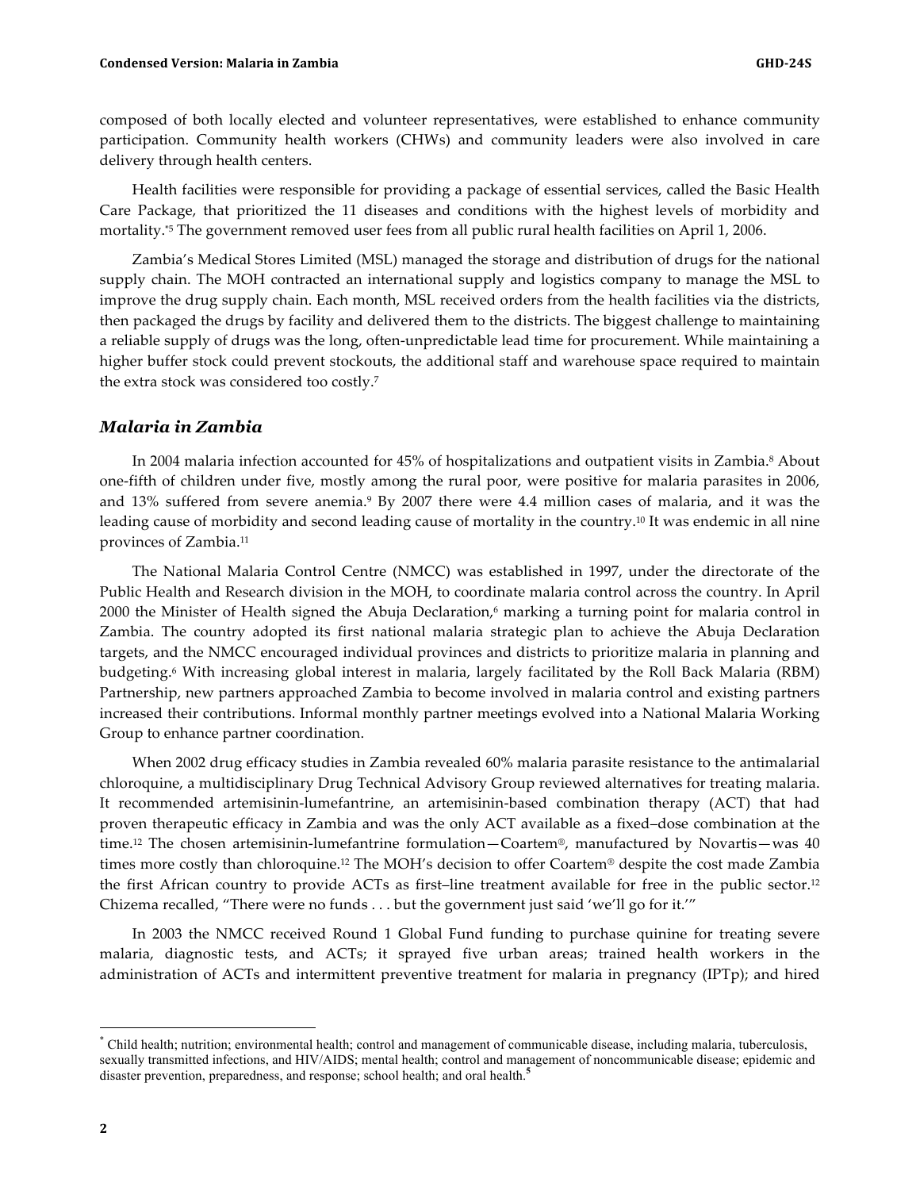composed of both locally elected and volunteer representatives, were established to enhance community participation. Community health workers (CHWs) and community leaders were also involved in care delivery through health centers.

Health facilities were responsible for providing a package of essential services, called the Basic Health Care Package, that prioritized the 11 diseases and conditions with the highest levels of morbidity and mortality.[*5] The government removed user fees from all public rural health facilities on April 1, 2006.

Zambia's Medical Stores Limited (MSL) managed the storage and distribution of drugs for the national supply chain. The MOH contracted an international supply and logistics company to manage the MSL to improve the drug supply chain. Each month, MSL received orders from the health facilities via the districts, then packaged the drugs by facility and delivered them to the districts. The biggest challenge to maintaining a reliable supply of drugs was the long, often-unpredictable lead time for procurement. While maintaining a higher buffer stock could prevent stockouts, the additional staff and warehouse space required to maintain the extra stock was considered too costly.[7]

## *Malaria in Zambia*

In 2004 malaria infection accounted for 45% of hospitalizations and outpatient visits in Zambia.[8] About one-fifth of children under five, mostly among the rural poor, were positive for malaria parasites in 2006, and 13% suffered from severe anemia.[9] By 2007 there were 4.4 million cases of malaria, and it was the leading cause of morbidity and second leading cause of mortality in the country.[10] It was endemic in all nine provinces of Zambia.[11]

The National Malaria Control Centre (NMCC) was established in 1997, under the directorate of the Public Health and Research division in the MOH, to coordinate malaria control across the country. In April 2000 the Minister of Health signed the Abuja Declaration,[6] marking a turning point for malaria control in Zambia. The country adopted its first national malaria strategic plan to achieve the Abuja Declaration targets, and the NMCC encouraged individual provinces and districts to prioritize malaria in planning and budgeting.[6] With increasing global interest in malaria, largely facilitated by the Roll Back Malaria (RBM) Partnership, new partners approached Zambia to become involved in malaria control and existing partners increased their contributions. Informal monthly partner meetings evolved into a National Malaria Working Group to enhance partner coordination.

When 2002 drug efficacy studies in Zambia revealed 60% malaria parasite resistance to the antimalarial chloroquine, a multidisciplinary Drug Technical Advisory Group reviewed alternatives for treating malaria. It recommended artemisinin-lumefantrine, an artemisinin-based combination therapy (ACT) that had proven therapeutic efficacy in Zambia and was the only ACT available as a fixed–dose combination at the time.[12] The chosen artemisinin-lumefantrine formulation—Coartem®, manufactured by Novartis—was 40 times more costly than chloroquine.[12] The MOH's decision to offer Coartem® despite the cost made Zambia the first African country to provide ACTs as first–line treatment available for free in the public sector.[12] Chizema recalled, "There were no funds . . . but the government just said 'we'll go for it.'"

In 2003 the NMCC received Round 1 Global Fund funding to purchase quinine for treating severe malaria, diagnostic tests, and ACTs; it sprayed five urban areas; trained health workers in the administration of ACTs and intermittent preventive treatment for malaria in pregnancy (IPTp); and hired

* Child health; nutrition; environmental health; control and management of communicable disease, including malaria, tuberculosis, sexually transmitted infections, and HIV/AIDS; mental health; control and management of noncommunicable disease; epidemic and disaster prevention, preparedness, and response; school health; and oral health.[5]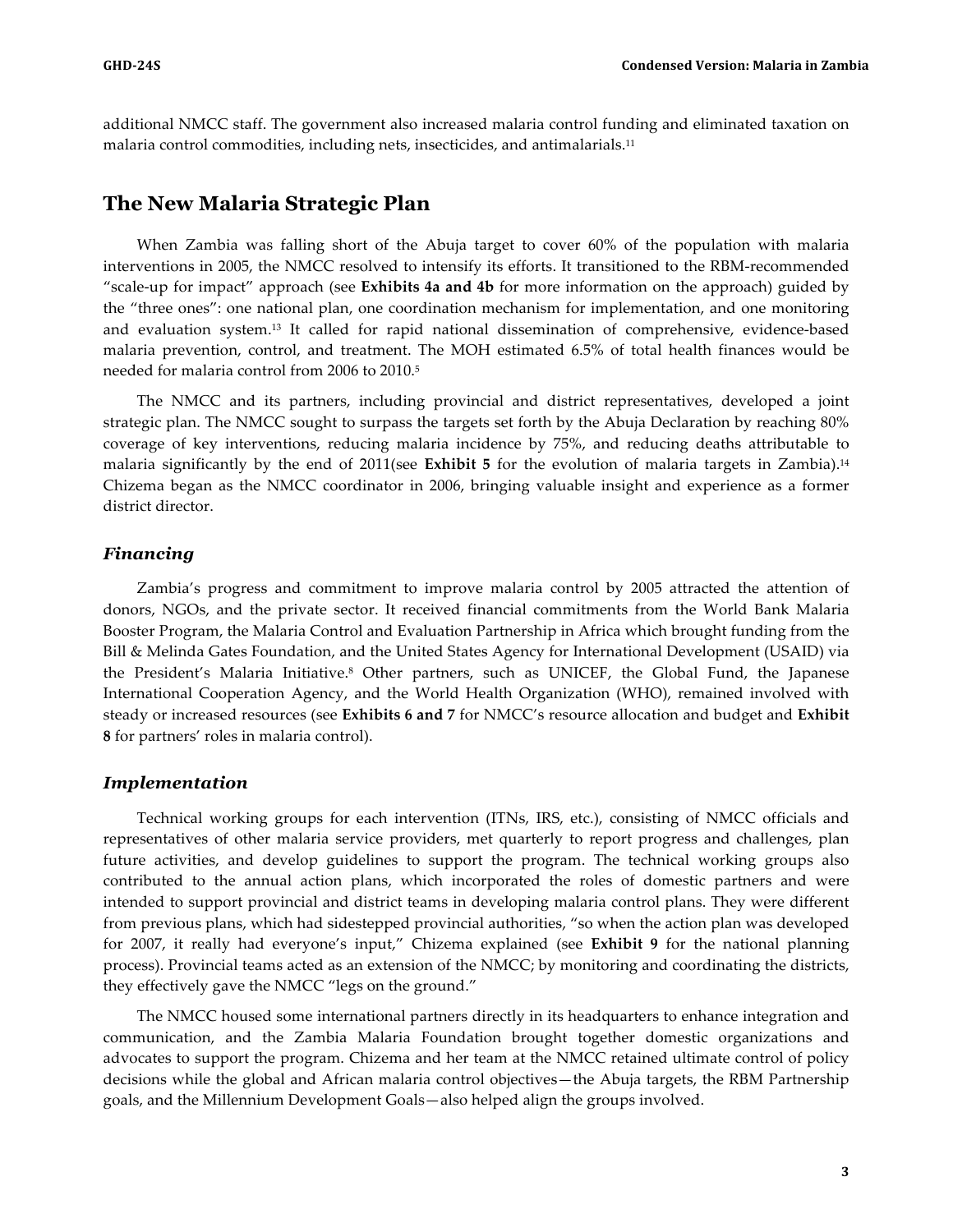additional NMCC staff. The government also increased malaria control funding and eliminated taxation on malaria control commodities, including nets, insecticides, and antimalarials.[11]

## The New Malaria Strategic Plan

When Zambia was falling short of the Abuja target to cover 60% of the population with malaria interventions in 2005, the NMCC resolved to intensify its efforts. It transitioned to the RBM-recommended "scale-up for impact" approach (see **Exhibits 4a and 4b** for more information on the approach) guided by the "three ones": one national plan, one coordination mechanism for implementation, and one monitoring and evaluation system.[13] It called for rapid national dissemination of comprehensive, evidence-based malaria prevention, control, and treatment. The MOH estimated 6.5% of total health finances would be needed for malaria control from 2006 to 2010.[5]

The NMCC and its partners, including provincial and district representatives, developed a joint strategic plan. The NMCC sought to surpass the targets set forth by the Abuja Declaration by reaching 80% coverage of key interventions, reducing malaria incidence by 75%, and reducing deaths attributable to malaria significantly by the end of 2011(see **Exhibit 5** for the evolution of malaria targets in Zambia).[14] Chizema began as the NMCC coordinator in 2006, bringing valuable insight and experience as a former district director.

### *Financing*

Zambia's progress and commitment to improve malaria control by 2005 attracted the attention of donors, NGOs, and the private sector. It received financial commitments from the World Bank Malaria Booster Program, the Malaria Control and Evaluation Partnership in Africa which brought funding from the Bill & Melinda Gates Foundation, and the United States Agency for International Development (USAID) via the President's Malaria Initiative.[8] Other partners, such as UNICEF, the Global Fund, the Japanese International Cooperation Agency, and the World Health Organization (WHO), remained involved with steady or increased resources (see **Exhibits 6 and 7** for NMCC's resource allocation and budget and **Exhibit 8** for partners' roles in malaria control).

### *Implementation*

Technical working groups for each intervention (ITNs, IRS, etc.), consisting of NMCC officials and representatives of other malaria service providers, met quarterly to report progress and challenges, plan future activities, and develop guidelines to support the program. The technical working groups also contributed to the annual action plans, which incorporated the roles of domestic partners and were intended to support provincial and district teams in developing malaria control plans. They were different from previous plans, which had sidestepped provincial authorities, "so when the action plan was developed for 2007, it really had everyone's input," Chizema explained (see **Exhibit 9** for the national planning process). Provincial teams acted as an extension of the NMCC; by monitoring and coordinating the districts, they effectively gave the NMCC "legs on the ground."

The NMCC housed some international partners directly in its headquarters to enhance integration and communication, and the Zambia Malaria Foundation brought together domestic organizations and advocates to support the program. Chizema and her team at the NMCC retained ultimate control of policy decisions while the global and African malaria control objectives—the Abuja targets, the RBM Partnership goals, and the Millennium Development Goals—also helped align the groups involved.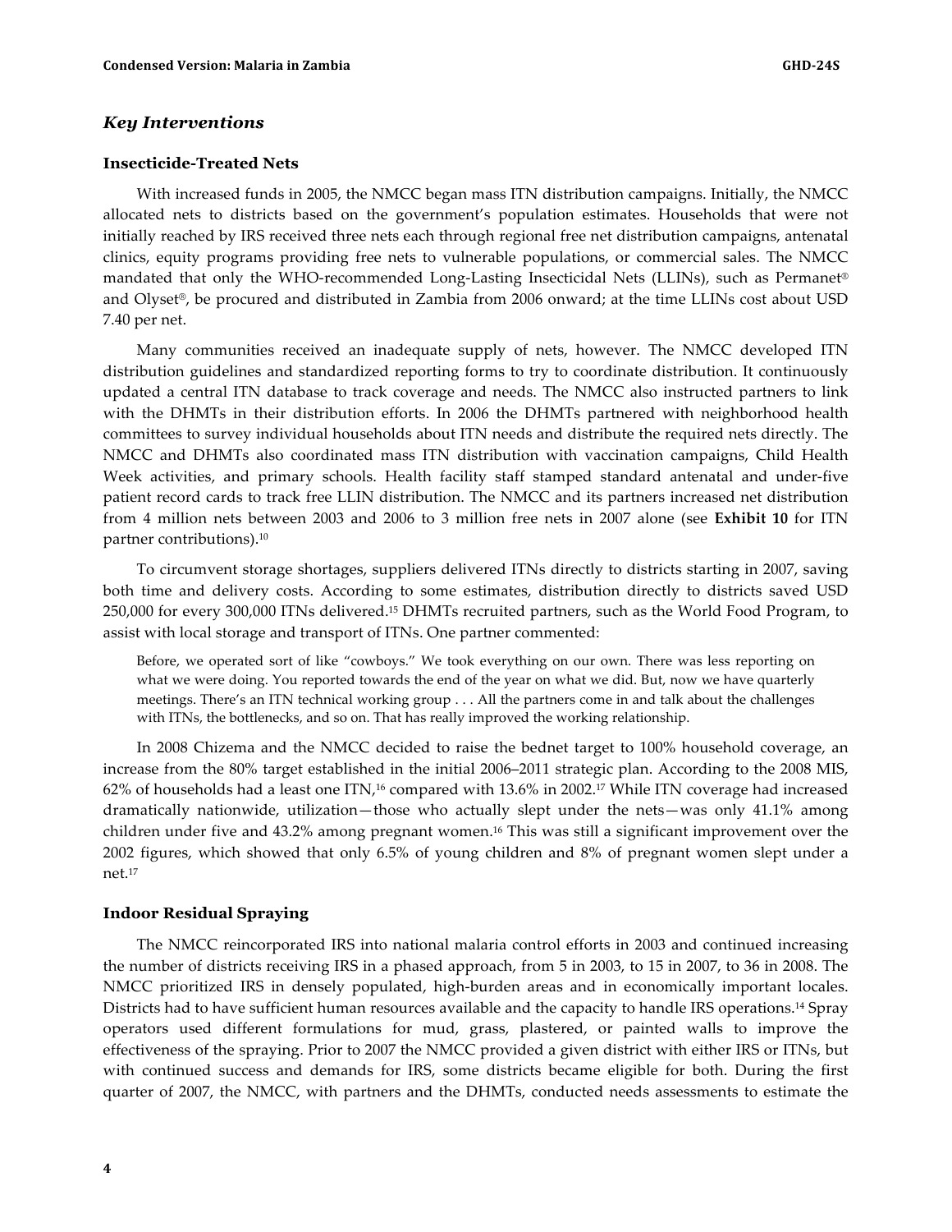### *Key Interventions*

#### Insecticide-Treated Nets

With increased funds in 2005, the NMCC began mass ITN distribution campaigns. Initially, the NMCC allocated nets to districts based on the government's population estimates. Households that were not initially reached by IRS received three nets each through regional free net distribution campaigns, antenatal clinics, equity programs providing free nets to vulnerable populations, or commercial sales. The NMCC mandated that only the WHO-recommended Long-Lasting Insecticidal Nets (LLINs), such as Permanet® and Olyset®, be procured and distributed in Zambia from 2006 onward; at the time LLINs cost about USD 7.40 per net.

Many communities received an inadequate supply of nets, however. The NMCC developed ITN distribution guidelines and standardized reporting forms to try to coordinate distribution. It continuously updated a central ITN database to track coverage and needs. The NMCC also instructed partners to link with the DHMTs in their distribution efforts. In 2006 the DHMTs partnered with neighborhood health committees to survey individual households about ITN needs and distribute the required nets directly. The NMCC and DHMTs also coordinated mass ITN distribution with vaccination campaigns, Child Health Week activities, and primary schools. Health facility staff stamped standard antenatal and under-five patient record cards to track free LLIN distribution. The NMCC and its partners increased net distribution from 4 million nets between 2003 and 2006 to 3 million free nets in 2007 alone (see **Exhibit 10** for ITN partner contributions).[10]

To circumvent storage shortages, suppliers delivered ITNs directly to districts starting in 2007, saving both time and delivery costs. According to some estimates, distribution directly to districts saved USD 250,000 for every 300,000 ITNs delivered.[15] DHMTs recruited partners, such as the World Food Program, to assist with local storage and transport of ITNs. One partner commented:

> Before, we operated sort of like "cowboys." We took everything on our own. There was less reporting on what we were doing. You reported towards the end of the year on what we did. But, now we have quarterly meetings. There's an ITN technical working group . . . All the partners come in and talk about the challenges with ITNs, the bottlenecks, and so on. That has really improved the working relationship.

In 2008 Chizema and the NMCC decided to raise the bednet target to 100% household coverage, an increase from the 80% target established in the initial 2006–2011 strategic plan. According to the 2008 MIS, 62% of households had a least one ITN,[16] compared with 13.6% in 2002.[17] While ITN coverage had increased dramatically nationwide, utilization—those who actually slept under the nets—was only 41.1% among children under five and 43.2% among pregnant women.[16] This was still a significant improvement over the 2002 figures, which showed that only 6.5% of young children and 8% of pregnant women slept under a net.[17]

#### Indoor Residual Spraying

The NMCC reincorporated IRS into national malaria control efforts in 2003 and continued increasing the number of districts receiving IRS in a phased approach, from 5 in 2003, to 15 in 2007, to 36 in 2008. The NMCC prioritized IRS in densely populated, high-burden areas and in economically important locales. Districts had to have sufficient human resources available and the capacity to handle IRS operations.[14] Spray operators used different formulations for mud, grass, plastered, or painted walls to improve the effectiveness of the spraying. Prior to 2007 the NMCC provided a given district with either IRS or ITNs, but with continued success and demands for IRS, some districts became eligible for both. During the first quarter of 2007, the NMCC, with partners and the DHMTs, conducted needs assessments to estimate the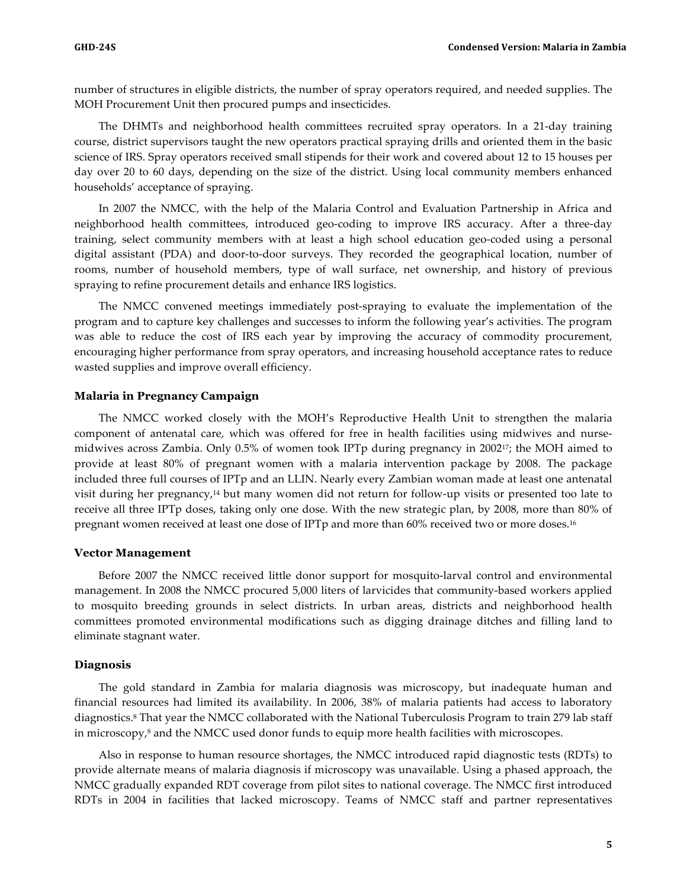number of structures in eligible districts, the number of spray operators required, and needed supplies. The MOH Procurement Unit then procured pumps and insecticides.

The DHMTs and neighborhood health committees recruited spray operators. In a 21-day training course, district supervisors taught the new operators practical spraying drills and oriented them in the basic science of IRS. Spray operators received small stipends for their work and covered about 12 to 15 houses per day over 20 to 60 days, depending on the size of the district. Using local community members enhanced households' acceptance of spraying.

In 2007 the NMCC, with the help of the Malaria Control and Evaluation Partnership in Africa and neighborhood health committees, introduced geo-coding to improve IRS accuracy. After a three-day training, select community members with at least a high school education geo-coded using a personal digital assistant (PDA) and door-to-door surveys. They recorded the geographical location, number of rooms, number of household members, type of wall surface, net ownership, and history of previous spraying to refine procurement details and enhance IRS logistics.

The NMCC convened meetings immediately post-spraying to evaluate the implementation of the program and to capture key challenges and successes to inform the following year's activities. The program was able to reduce the cost of IRS each year by improving the accuracy of commodity procurement, encouraging higher performance from spray operators, and increasing household acceptance rates to reduce wasted supplies and improve overall efficiency.

### Malaria in Pregnancy Campaign

The NMCC worked closely with the MOH's Reproductive Health Unit to strengthen the malaria component of antenatal care, which was offered for free in health facilities using midwives and nurse-midwives across Zambia. Only 0.5% of women took IPTp during pregnancy in 2002[17]; the MOH aimed to provide at least 80% of pregnant women with a malaria intervention package by 2008. The package included three full courses of IPTp and an LLIN. Nearly every Zambian woman made at least one antenatal visit during her pregnancy,[14] but many women did not return for follow-up visits or presented too late to receive all three IPTp doses, taking only one dose. With the new strategic plan, by 2008, more than 80% of pregnant women received at least one dose of IPTp and more than 60% received two or more doses.[16]

### Vector Management

Before 2007 the NMCC received little donor support for mosquito-larval control and environmental management. In 2008 the NMCC procured 5,000 liters of larvicides that community-based workers applied to mosquito breeding grounds in select districts. In urban areas, districts and neighborhood health committees promoted environmental modifications such as digging drainage ditches and filling land to eliminate stagnant water.

### Diagnosis

The gold standard in Zambia for malaria diagnosis was microscopy, but inadequate human and financial resources had limited its availability. In 2006, 38% of malaria patients had access to laboratory diagnostics.[8] That year the NMCC collaborated with the National Tuberculosis Program to train 279 lab staff in microscopy,[8] and the NMCC used donor funds to equip more health facilities with microscopes.

Also in response to human resource shortages, the NMCC introduced rapid diagnostic tests (RDTs) to provide alternate means of malaria diagnosis if microscopy was unavailable. Using a phased approach, the NMCC gradually expanded RDT coverage from pilot sites to national coverage. The NMCC first introduced RDTs in 2004 in facilities that lacked microscopy. Teams of NMCC staff and partner representatives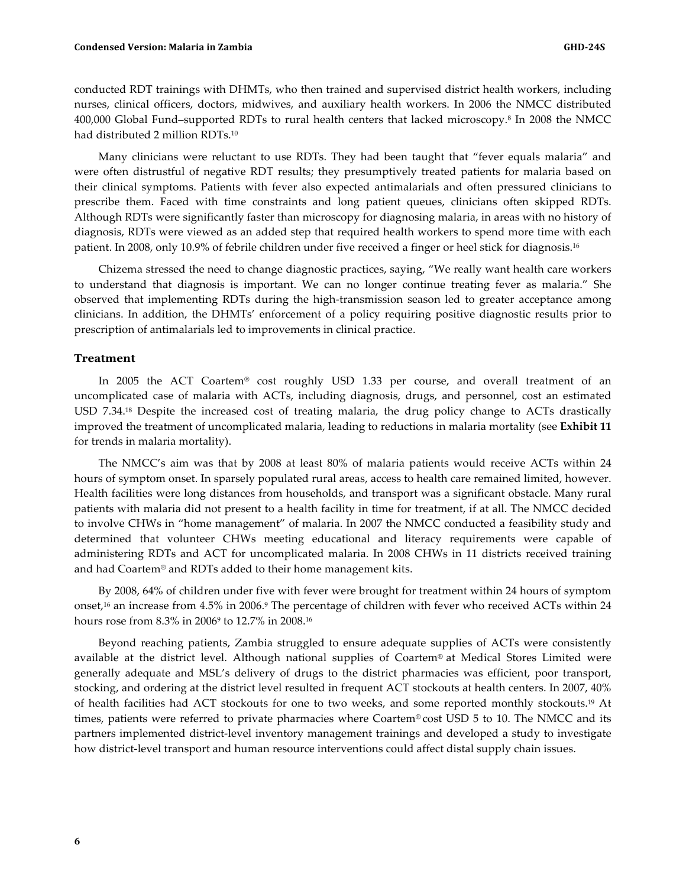conducted RDT trainings with DHMTs, who then trained and supervised district health workers, including nurses, clinical officers, doctors, midwives, and auxiliary health workers. In 2006 the NMCC distributed 400,000 Global Fund–supported RDTs to rural health centers that lacked microscopy.[8] In 2008 the NMCC had distributed 2 million RDTs.[10]

Many clinicians were reluctant to use RDTs. They had been taught that "fever equals malaria" and were often distrustful of negative RDT results; they presumptively treated patients for malaria based on their clinical symptoms. Patients with fever also expected antimalarials and often pressured clinicians to prescribe them. Faced with time constraints and long patient queues, clinicians often skipped RDTs. Although RDTs were significantly faster than microscopy for diagnosing malaria, in areas with no history of diagnosis, RDTs were viewed as an added step that required health workers to spend more time with each patient. In 2008, only 10.9% of febrile children under five received a finger or heel stick for diagnosis.[16]

Chizema stressed the need to change diagnostic practices, saying, "We really want health care workers to understand that diagnosis is important. We can no longer continue treating fever as malaria." She observed that implementing RDTs during the high-transmission season led to greater acceptance among clinicians. In addition, the DHMTs' enforcement of a policy requiring positive diagnostic results prior to prescription of antimalarials led to improvements in clinical practice.

### Treatment

In 2005 the ACT Coartem® cost roughly USD 1.33 per course, and overall treatment of an uncomplicated case of malaria with ACTs, including diagnosis, drugs, and personnel, cost an estimated USD 7.34.[18] Despite the increased cost of treating malaria, the drug policy change to ACTs drastically improved the treatment of uncomplicated malaria, leading to reductions in malaria mortality (see **Exhibit 11** for trends in malaria mortality).

The NMCC's aim was that by 2008 at least 80% of malaria patients would receive ACTs within 24 hours of symptom onset. In sparsely populated rural areas, access to health care remained limited, however. Health facilities were long distances from households, and transport was a significant obstacle. Many rural patients with malaria did not present to a health facility in time for treatment, if at all. The NMCC decided to involve CHWs in "home management" of malaria. In 2007 the NMCC conducted a feasibility study and determined that volunteer CHWs meeting educational and literacy requirements were capable of administering RDTs and ACT for uncomplicated malaria. In 2008 CHWs in 11 districts received training and had Coartem® and RDTs added to their home management kits.

By 2008, 64% of children under five with fever were brought for treatment within 24 hours of symptom onset,[16] an increase from 4.5% in 2006.[9] The percentage of children with fever who received ACTs within 24 hours rose from 8.3% in 2006[9] to 12.7% in 2008.[16]

Beyond reaching patients, Zambia struggled to ensure adequate supplies of ACTs were consistently available at the district level. Although national supplies of Coartem® at Medical Stores Limited were generally adequate and MSL's delivery of drugs to the district pharmacies was efficient, poor transport, stocking, and ordering at the district level resulted in frequent ACT stockouts at health centers. In 2007, 40% of health facilities had ACT stockouts for one to two weeks, and some reported monthly stockouts.[19] At times, patients were referred to private pharmacies where Coartem® cost USD 5 to 10. The NMCC and its partners implemented district-level inventory management trainings and developed a study to investigate how district-level transport and human resource interventions could affect distal supply chain issues.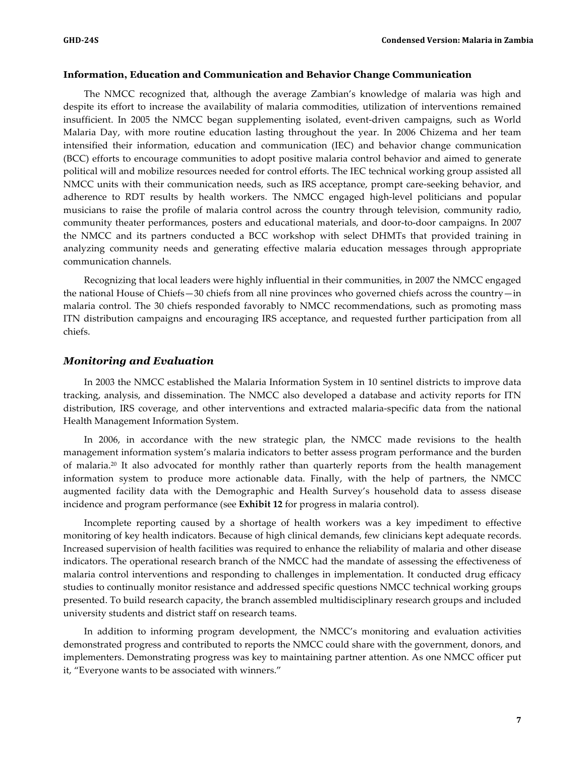### Information, Education and Communication and Behavior Change Communication

The NMCC recognized that, although the average Zambian's knowledge of malaria was high and despite its effort to increase the availability of malaria commodities, utilization of interventions remained insufficient. In 2005 the NMCC began supplementing isolated, event-driven campaigns, such as World Malaria Day, with more routine education lasting throughout the year. In 2006 Chizema and her team intensified their information, education and communication (IEC) and behavior change communication (BCC) efforts to encourage communities to adopt positive malaria control behavior and aimed to generate political will and mobilize resources needed for control efforts. The IEC technical working group assisted all NMCC units with their communication needs, such as IRS acceptance, prompt care-seeking behavior, and adherence to RDT results by health workers. The NMCC engaged high-level politicians and popular musicians to raise the profile of malaria control across the country through television, community radio, community theater performances, posters and educational materials, and door-to-door campaigns. In 2007 the NMCC and its partners conducted a BCC workshop with select DHMTs that provided training in analyzing community needs and generating effective malaria education messages through appropriate communication channels.

Recognizing that local leaders were highly influential in their communities, in 2007 the NMCC engaged the national House of Chiefs—30 chiefs from all nine provinces who governed chiefs across the country—in malaria control. The 30 chiefs responded favorably to NMCC recommendations, such as promoting mass ITN distribution campaigns and encouraging IRS acceptance, and requested further participation from all chiefs.

## *Monitoring and Evaluation*

In 2003 the NMCC established the Malaria Information System in 10 sentinel districts to improve data tracking, analysis, and dissemination. The NMCC also developed a database and activity reports for ITN distribution, IRS coverage, and other interventions and extracted malaria-specific data from the national Health Management Information System.

In 2006, in accordance with the new strategic plan, the NMCC made revisions to the health management information system's malaria indicators to better assess program performance and the burden of malaria.[20] It also advocated for monthly rather than quarterly reports from the health management information system to produce more actionable data. Finally, with the help of partners, the NMCC augmented facility data with the Demographic and Health Survey's household data to assess disease incidence and program performance (see **Exhibit 12** for progress in malaria control).

Incomplete reporting caused by a shortage of health workers was a key impediment to effective monitoring of key health indicators. Because of high clinical demands, few clinicians kept adequate records. Increased supervision of health facilities was required to enhance the reliability of malaria and other disease indicators. The operational research branch of the NMCC had the mandate of assessing the effectiveness of malaria control interventions and responding to challenges in implementation. It conducted drug efficacy studies to continually monitor resistance and addressed specific questions NMCC technical working groups presented. To build research capacity, the branch assembled multidisciplinary research groups and included university students and district staff on research teams.

In addition to informing program development, the NMCC's monitoring and evaluation activities demonstrated progress and contributed to reports the NMCC could share with the government, donors, and implementers. Demonstrating progress was key to maintaining partner attention. As one NMCC officer put it, "Everyone wants to be associated with winners."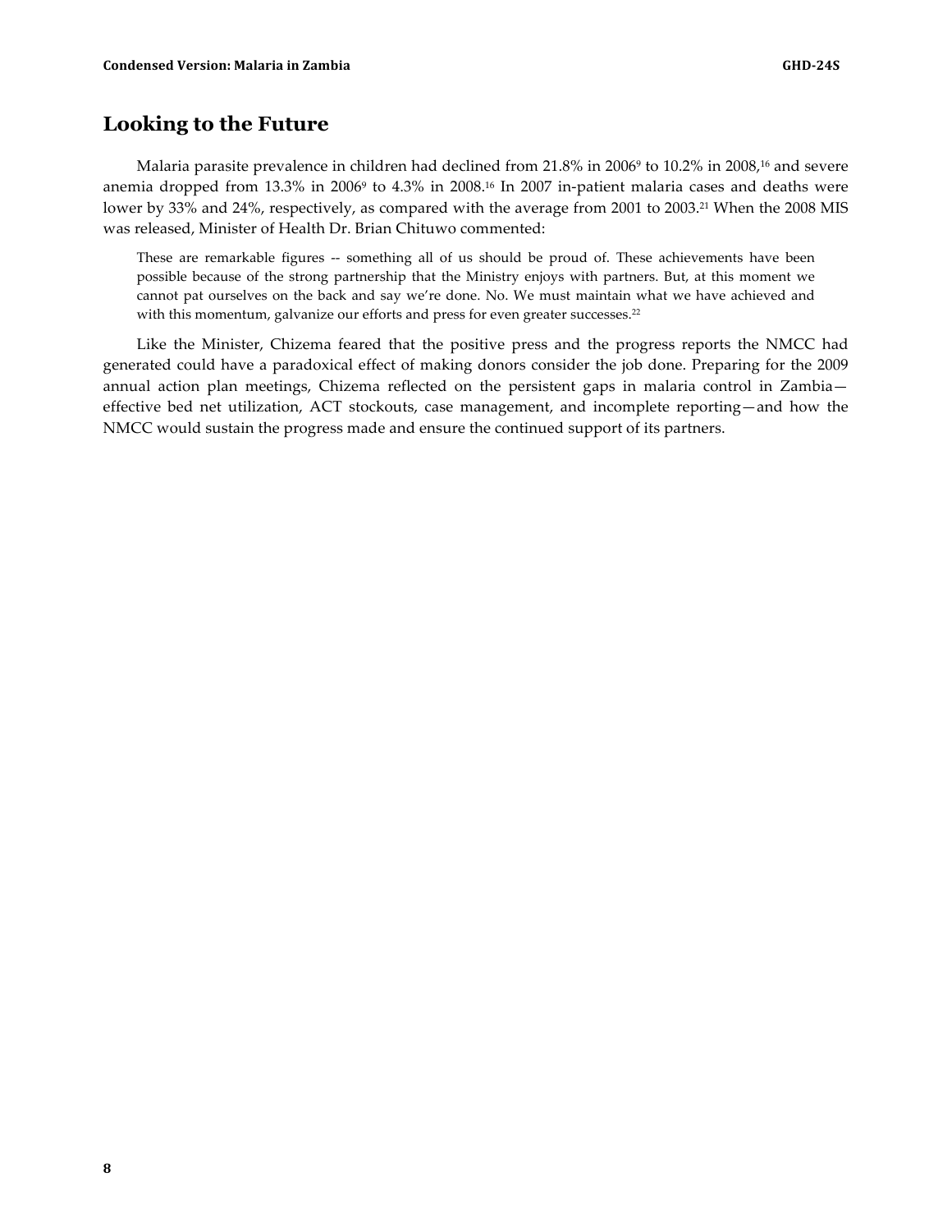## Looking to the Future

Malaria parasite prevalence in children had declined from 21.8% in 2006[9] to 10.2% in 2008,[16] and severe anemia dropped from 13.3% in 2006[9] to 4.3% in 2008.[16] In 2007 in-patient malaria cases and deaths were lower by 33% and 24%, respectively, as compared with the average from 2001 to 2003.[21] When the 2008 MIS was released, Minister of Health Dr. Brian Chituwo commented:

> These are remarkable figures -- something all of us should be proud of. These achievements have been possible because of the strong partnership that the Ministry enjoys with partners. But, at this moment we cannot pat ourselves on the back and say we're done. No. We must maintain what we have achieved and with this momentum, galvanize our efforts and press for even greater successes.[22]

Like the Minister, Chizema feared that the positive press and the progress reports the NMCC had generated could have a paradoxical effect of making donors consider the job done. Preparing for the 2009 annual action plan meetings, Chizema reflected on the persistent gaps in malaria control in Zambia—effective bed net utilization, ACT stockouts, case management, and incomplete reporting—and how the NMCC would sustain the progress made and ensure the continued support of its partners.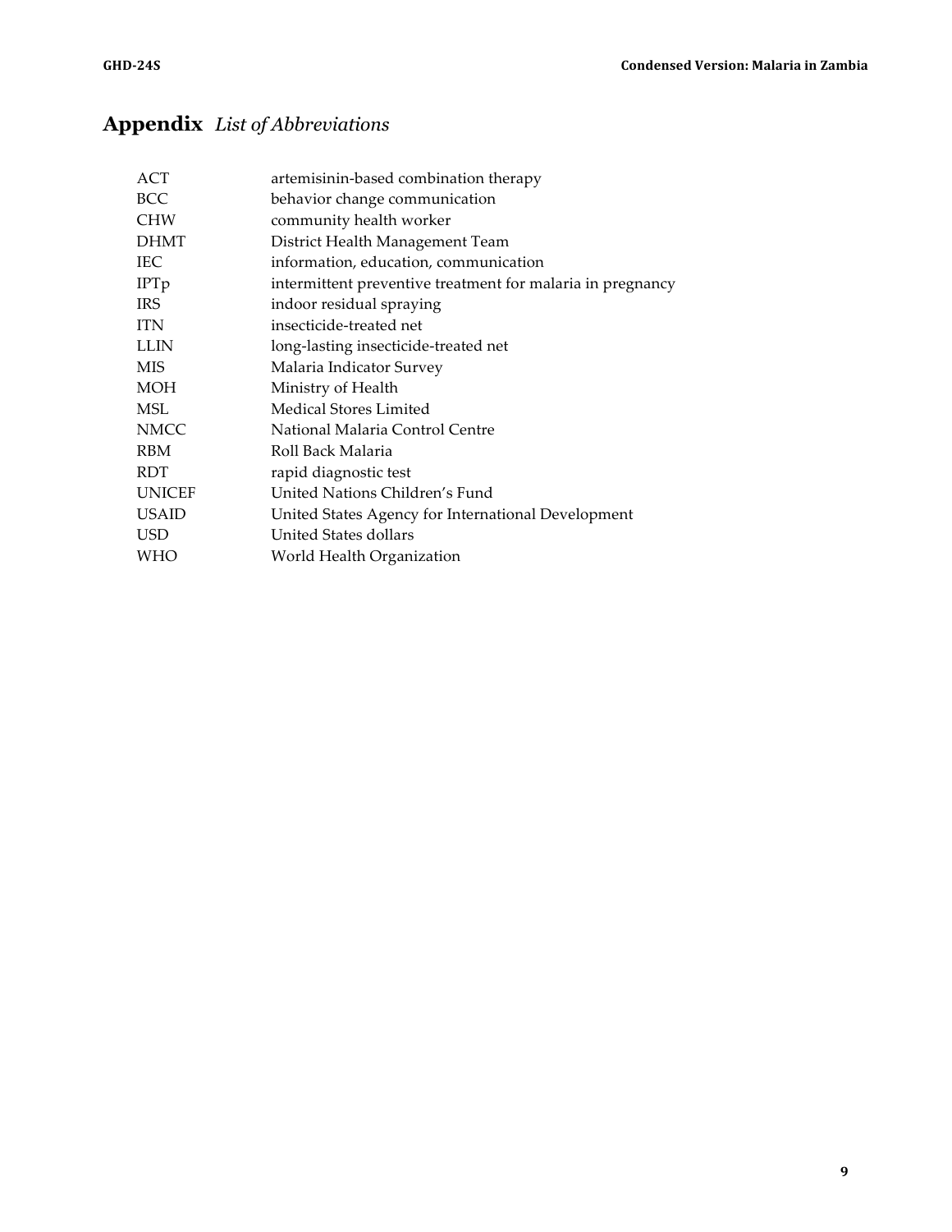# **Appendix** *List of Abbreviations*

| | |
|---|---|
| ACT | artemisinin-based combination therapy |
| BCC | behavior change communication |
| CHW | community health worker |
| DHMT | District Health Management Team |
| IEC | information, education, communication |
| IPTp | intermittent preventive treatment for malaria in pregnancy |
| IRS | indoor residual spraying |
| ITN | insecticide-treated net |
| LLIN | long-lasting insecticide-treated net |
| MIS | Malaria Indicator Survey |
| MOH | Ministry of Health |
| MSL | Medical Stores Limited |
| NMCC | National Malaria Control Centre |
| RBM | Roll Back Malaria |
| RDT | rapid diagnostic test |
| UNICEF | United Nations Children's Fund |
| USAID | United States Agency for International Development |
| USD | United States dollars |
| WHO | World Health Organization |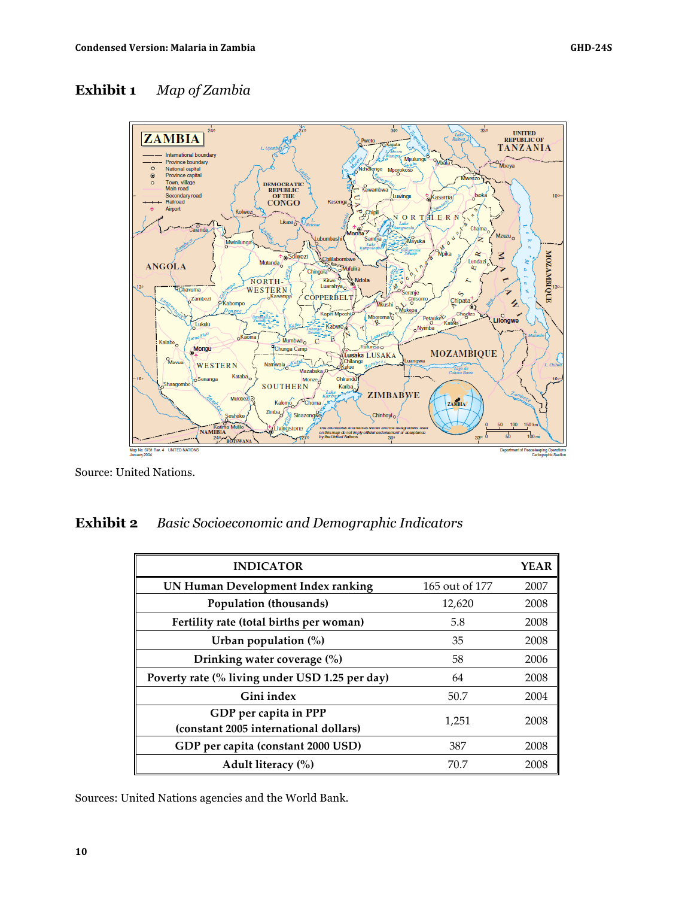## Exhibit 1 *Map of Zambia*

Source: United Nations.

## Exhibit 2 *Basic Socioeconomic and Demographic Indicators*

| INDICATOR | | YEAR |
|---|---|---|
| UN Human Development Index ranking | 165 out of 177 | 2007 |
| Population (thousands) | 12,620 | 2008 |
| Fertility rate (total births per woman) | 5.8 | 2008 |
| Urban population (%) | 35 | 2008 |
| Drinking water coverage (%) | 58 | 2006 |
| Poverty rate (% living under USD 1.25 per day) | 64 | 2008 |
| Gini index | 50.7 | 2004 |
| GDP per capita in PPP (constant 2005 international dollars) | 1,251 | 2008 |
| GDP per capita (constant 2000 USD) | 387 | 2008 |
| Adult literacy (%) | 70.7 | 2008 |

Sources: United Nations agencies and the World Bank.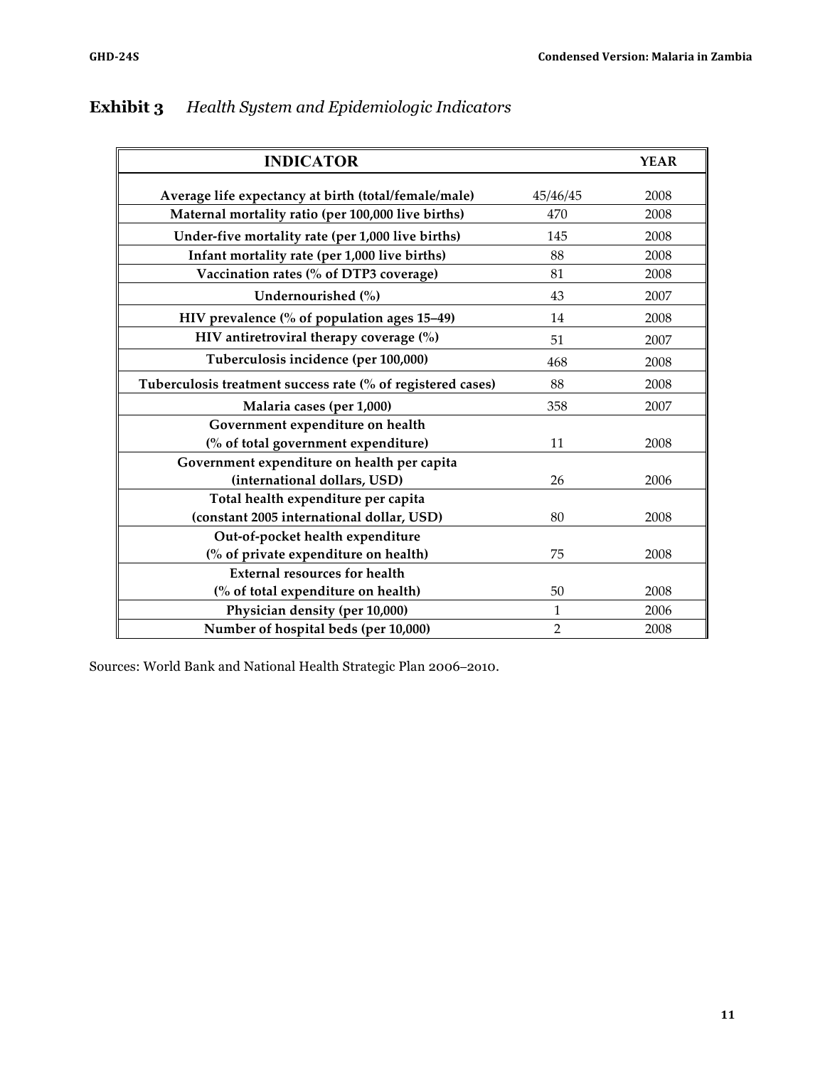**Exhibit 3** *Health System and Epidemiologic Indicators*

| INDICATOR | | YEAR |
|---|---|---|
| Average life expectancy at birth (total/female/male) | 45/46/45 | 2008 |
| Maternal mortality ratio (per 100,000 live births) | 470 | 2008 |
| Under-five mortality rate (per 1,000 live births) | 145 | 2008 |
| Infant mortality rate (per 1,000 live births) | 88 | 2008 |
| Vaccination rates (% of DTP3 coverage) | 81 | 2008 |
| Undernourished (%) | 43 | 2007 |
| HIV prevalence (% of population ages 15–49) | 14 | 2008 |
| HIV antiretroviral therapy coverage (%) | 51 | 2007 |
| Tuberculosis incidence (per 100,000) | 468 | 2008 |
| Tuberculosis treatment success rate (% of registered cases) | 88 | 2008 |
| Malaria cases (per 1,000) | 358 | 2007 |
| Government expenditure on health (% of total government expenditure) | 11 | 2008 |
| Government expenditure on health per capita (international dollars, USD) | 26 | 2006 |
| Total health expenditure per capita (constant 2005 international dollar, USD) | 80 | 2008 |
| Out-of-pocket health expenditure (% of private expenditure on health) | 75 | 2008 |
| External resources for health (% of total expenditure on health) | 50 | 2008 |
| Physician density (per 10,000) | 1 | 2006 |
| Number of hospital beds (per 10,000) | 2 | 2008 |

Sources: World Bank and National Health Strategic Plan 2006–2010.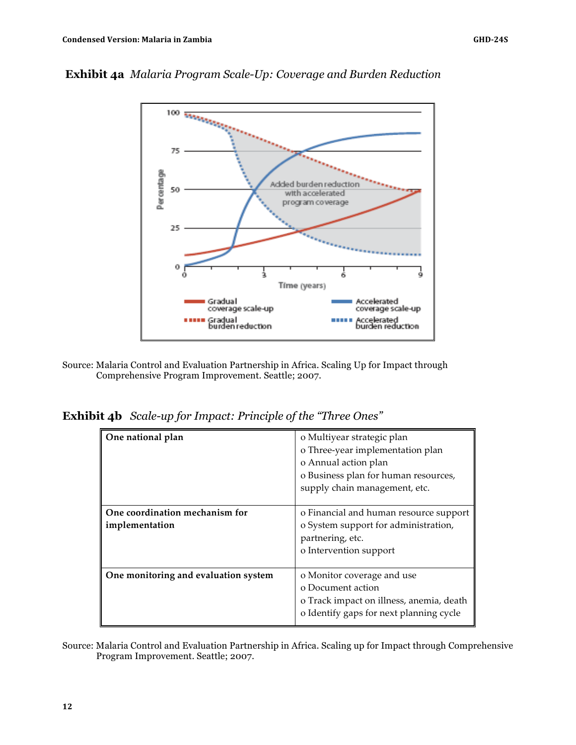**Exhibit 4a** *Malaria Program Scale-Up: Coverage and Burden Reduction*

100
75
50
25
0
Percentage
0
3
6
9
Time (years)
Added burden reduction with accelerated program coverage
Gradual coverage scale-up
Accelerated coverage scale-up
Gradual burden reduction
Accelerated burden reduction

Source: Malaria Control and Evaluation Partnership in Africa. Scaling Up for Impact through Comprehensive Program Improvement. Seattle; 2007.

**Exhibit 4b** *Scale-up for Impact: Principle of the "Three Ones"*

| | |
|---|---|
| **One national plan** | o Multiyear strategic plan<br>o Three-year implementation plan<br>o Annual action plan<br>o Business plan for human resources, supply chain management, etc. |
| **One coordination mechanism for implementation** | o Financial and human resource support<br>o System support for administration, partnering, etc.<br>o Intervention support |
| **One monitoring and evaluation system** | o Monitor coverage and use<br>o Document action<br>o Track impact on illness, anemia, death<br>o Identify gaps for next planning cycle |

Source: Malaria Control and Evaluation Partnership in Africa. Scaling up for Impact through Comprehensive Program Improvement. Seattle; 2007.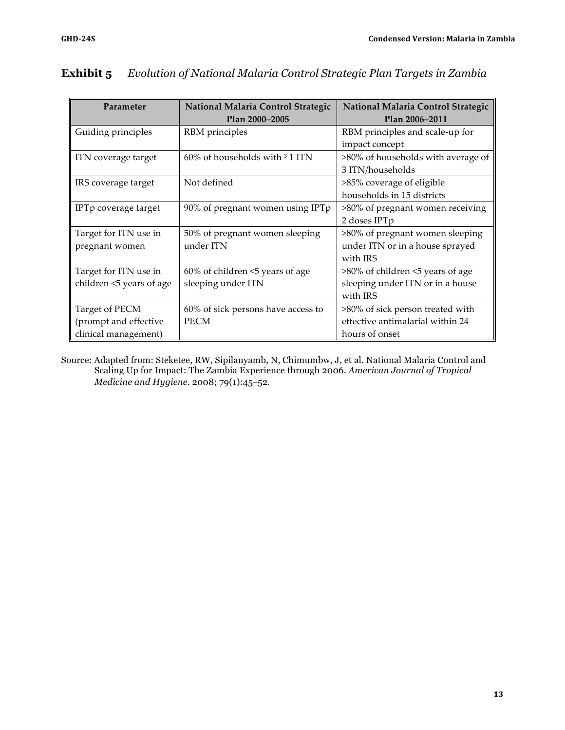**Exhibit 5** *Evolution of National Malaria Control Strategic Plan Targets in Zambia*

| Parameter | National Malaria Control Strategic Plan 2000–2005 | National Malaria Control Strategic Plan 2006–2011 |
|---|---|---|
| Guiding principles | RBM principles | RBM principles and scale-up for impact concept |
| ITN coverage target | 60% of households with ³ 1 ITN | >80% of households with average of 3 ITN/households |
| IRS coverage target | Not defined | >85% coverage of eligible households in 15 districts |
| IPTp coverage target | 90% of pregnant women using IPTp | >80% of pregnant women receiving 2 doses IPTp |
| Target for ITN use in pregnant women | 50% of pregnant women sleeping under ITN | >80% of pregnant women sleeping under ITN or in a house sprayed with IRS |
| Target for ITN use in children <5 years of age | 60% of children <5 years of age sleeping under ITN | >80% of children <5 years of age sleeping under ITN or in a house with IRS |
| Target of PECM (prompt and effective clinical management) | 60% of sick persons have access to PECM | >80% of sick person treated with effective antimalarial within 24 hours of onset |

Source: Adapted from: Steketee, RW, Sipilanyamb, N, Chimumbw, J, et al. National Malaria Control and Scaling Up for Impact: The Zambia Experience through 2006. *American Journal of Tropical Medicine and Hygiene*. 2008; 79(1):45–52.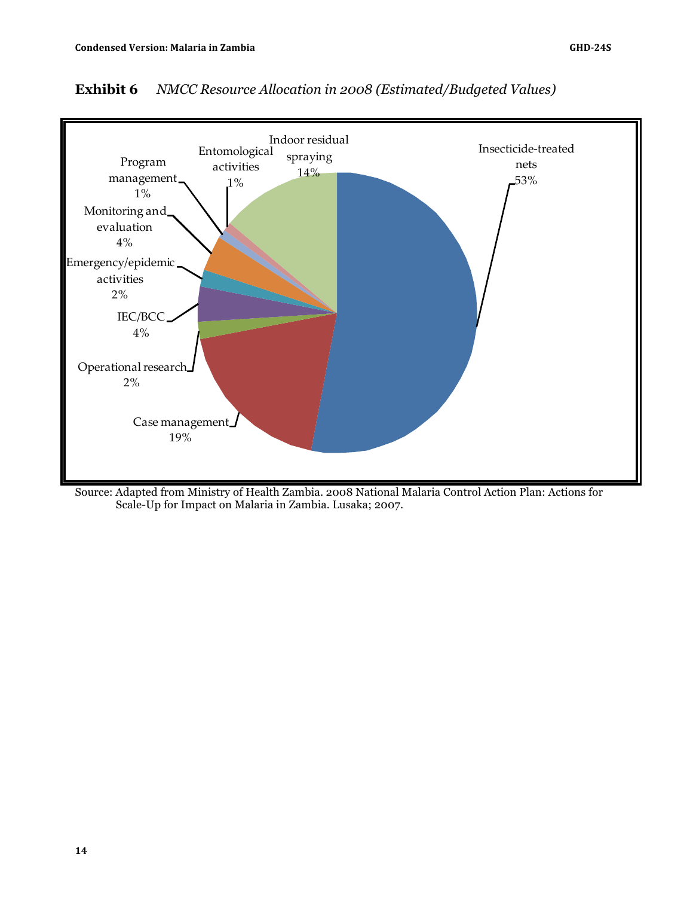**Exhibit 6** *NMCC Resource Allocation in 2008 (Estimated/Budgeted Values)*

Indoor residual spraying
14%

Entomological activities
1%

Program management
1%

Monitoring and evaluation
4%

Emergency/epidemic activities
2%

IEC/BCC
4%

Operational research
2%

Case management
19%

Insecticide-treated nets
53%

Source: Adapted from Ministry of Health Zambia. 2008 National Malaria Control Action Plan: Actions for Scale-Up for Impact on Malaria in Zambia. Lusaka; 2007.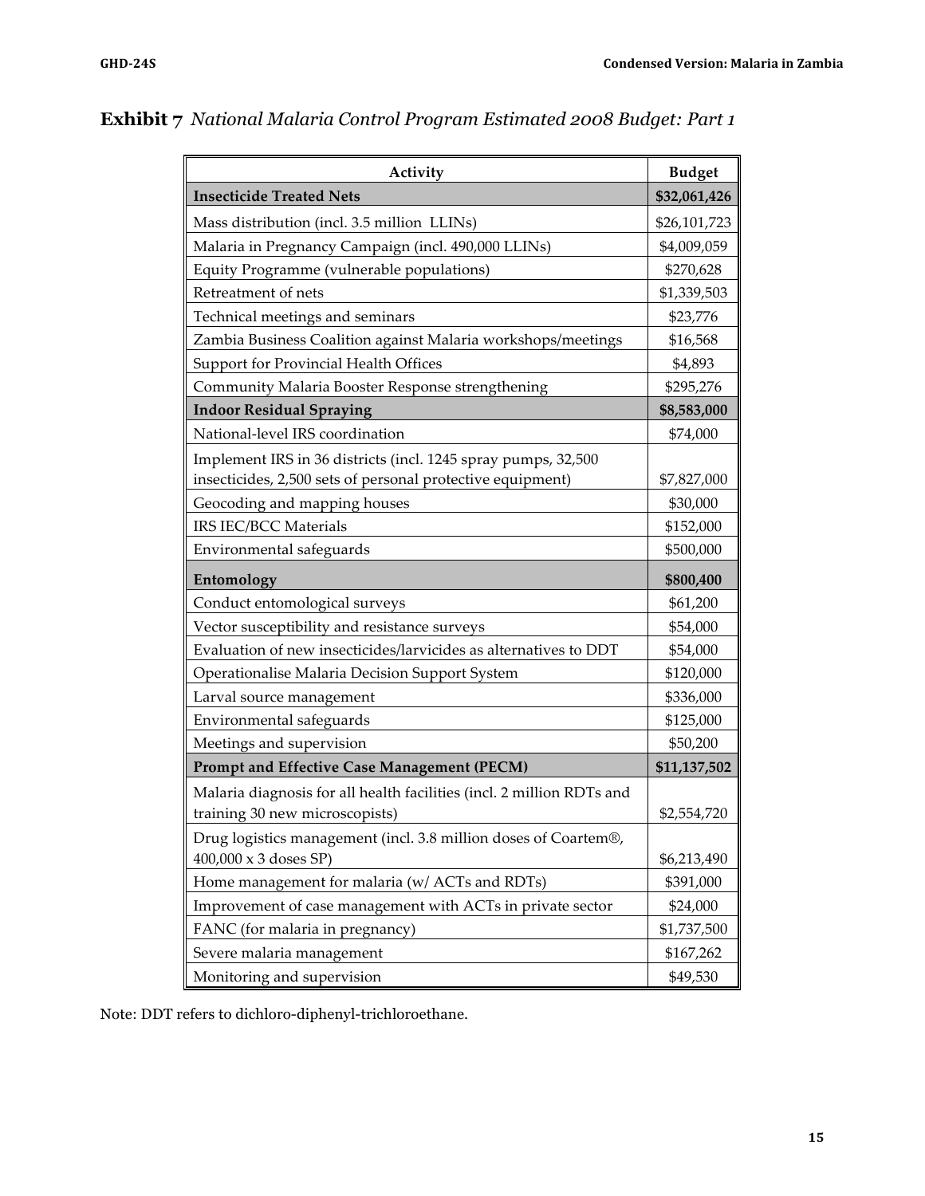**Exhibit 7** *National Malaria Control Program Estimated 2008 Budget: Part 1*

| Activity | Budget |
|---|---|
| **Insecticide Treated Nets** | **$32,061,426** |
| Mass distribution (incl. 3.5 million LLINs) | $26,101,723 |
| Malaria in Pregnancy Campaign (incl. 490,000 LLINs) | $4,009,059 |
| Equity Programme (vulnerable populations) | $270,628 |
| Retreatment of nets | $1,339,503 |
| Technical meetings and seminars | $23,776 |
| Zambia Business Coalition against Malaria workshops/meetings | $16,568 |
| Support for Provincial Health Offices | $4,893 |
| Community Malaria Booster Response strengthening | $295,276 |
| **Indoor Residual Spraying** | **$8,583,000** |
| National-level IRS coordination | $74,000 |
| Implement IRS in 36 districts (incl. 1245 spray pumps, 32,500 insecticides, 2,500 sets of personal protective equipment) | $7,827,000 |
| Geocoding and mapping houses | $30,000 |
| IRS IEC/BCC Materials | $152,000 |
| Environmental safeguards | $500,000 |
| **Entomology** | **$800,400** |
| Conduct entomological surveys | $61,200 |
| Vector susceptibility and resistance surveys | $54,000 |
| Evaluation of new insecticides/larvicides as alternatives to DDT | $54,000 |
| Operationalise Malaria Decision Support System | $120,000 |
| Larval source management | $336,000 |
| Environmental safeguards | $125,000 |
| Meetings and supervision | $50,200 |
| **Prompt and Effective Case Management (PECM)** | **$11,137,502** |
| Malaria diagnosis for all health facilities (incl. 2 million RDTs and training 30 new microscopists) | $2,554,720 |
| Drug logistics management (incl. 3.8 million doses of Coartem®, 400,000 x 3 doses SP) | $6,213,490 |
| Home management for malaria (w/ ACTs and RDTs) | $391,000 |
| Improvement of case management with ACTs in private sector | $24,000 |
| FANC (for malaria in pregnancy) | $1,737,500 |
| Severe malaria management | $167,262 |
| Monitoring and supervision | $49,530 |

Note: DDT refers to dichloro-diphenyl-trichloroethane.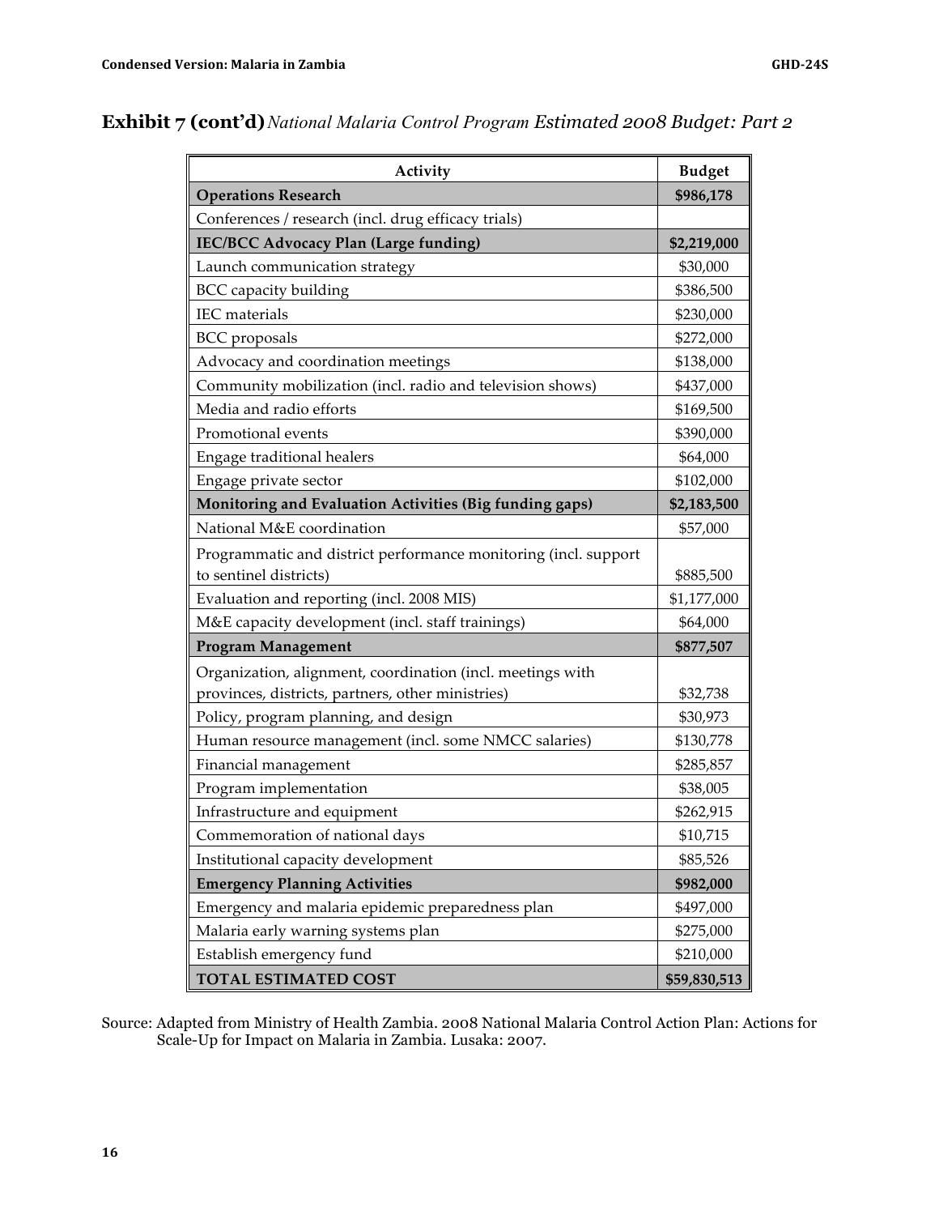**Exhibit 7 (cont'd)** *National Malaria Control Program Estimated 2008 Budget: Part 2*

| Activity | Budget |
|---|---|
| **Operations Research** | **$986,178** |
| Conferences / research (incl. drug efficacy trials) | |
| **IEC/BCC Advocacy Plan (Large funding)** | **$2,219,000** |
| Launch communication strategy | $30,000 |
| BCC capacity building | $386,500 |
| IEC materials | $230,000 |
| BCC proposals | $272,000 |
| Advocacy and coordination meetings | $138,000 |
| Community mobilization (incl. radio and television shows) | $437,000 |
| Media and radio efforts | $169,500 |
| Promotional events | $390,000 |
| Engage traditional healers | $64,000 |
| Engage private sector | $102,000 |
| **Monitoring and Evaluation Activities (Big funding gaps)** | **$2,183,500** |
| National M&E coordination | $57,000 |
| Programmatic and district performance monitoring (incl. support to sentinel districts) | $885,500 |
| Evaluation and reporting (incl. 2008 MIS) | $1,177,000 |
| M&E capacity development (incl. staff trainings) | $64,000 |
| **Program Management** | **$877,507** |
| Organization, alignment, coordination (incl. meetings with provinces, districts, partners, other ministries) | $32,738 |
| Policy, program planning, and design | $30,973 |
| Human resource management (incl. some NMCC salaries) | $130,778 |
| Financial management | $285,857 |
| Program implementation | $38,005 |
| Infrastructure and equipment | $262,915 |
| Commemoration of national days | $10,715 |
| Institutional capacity development | $85,526 |
| **Emergency Planning Activities** | **$982,000** |
| Emergency and malaria epidemic preparedness plan | $497,000 |
| Malaria early warning systems plan | $275,000 |
| Establish emergency fund | $210,000 |
| **TOTAL ESTIMATED COST** | **$59,830,513** |

Source: Adapted from Ministry of Health Zambia. 2008 National Malaria Control Action Plan: Actions for Scale-Up for Impact on Malaria in Zambia. Lusaka: 2007.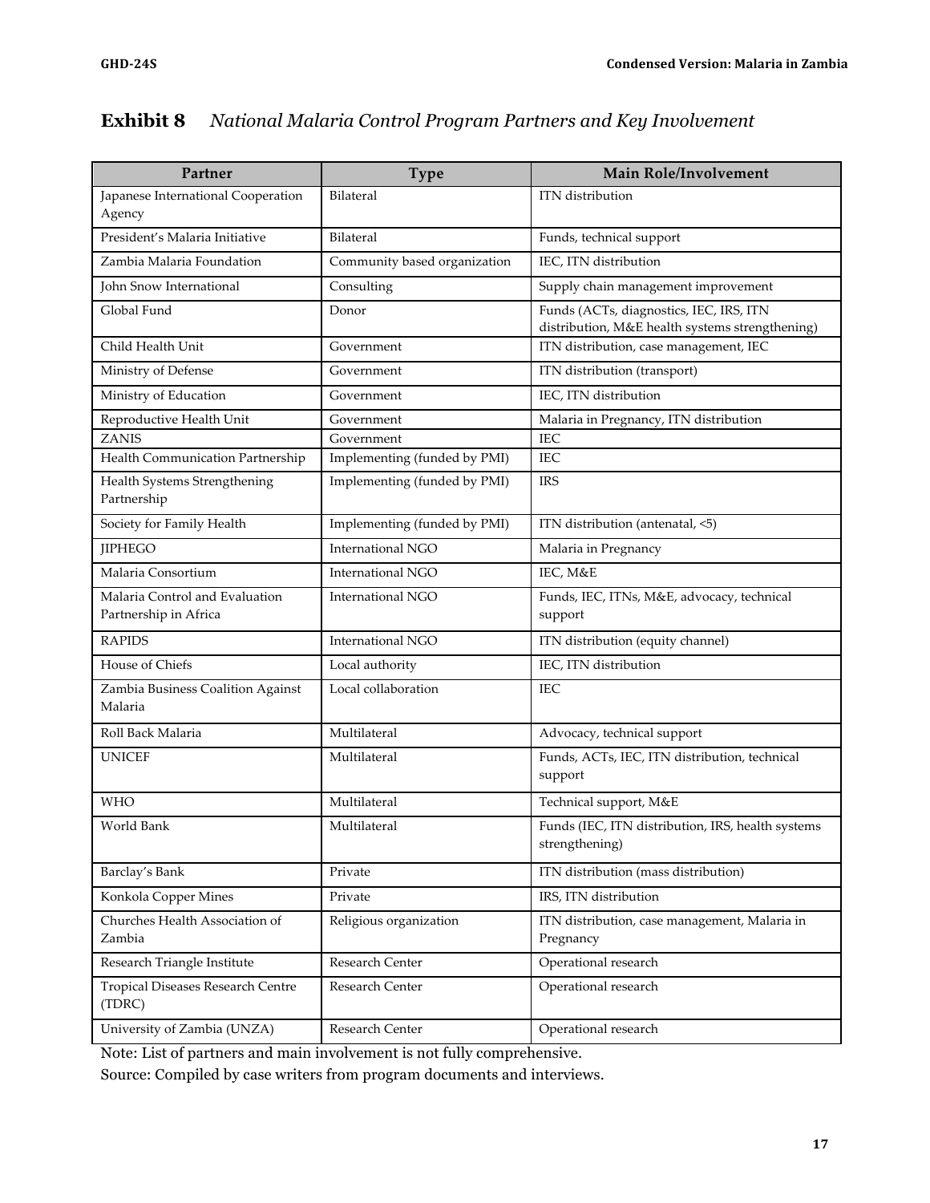**Exhibit 8** *National Malaria Control Program Partners and Key Involvement*

| Partner | Type | Main Role/Involvement |
|---|---|---|
| Japanese International Cooperation Agency | Bilateral | ITN distribution |
| President's Malaria Initiative | Bilateral | Funds, technical support |
| Zambia Malaria Foundation | Community based organization | IEC, ITN distribution |
| John Snow International | Consulting | Supply chain management improvement |
| Global Fund | Donor | Funds (ACTs, diagnostics, IEC, IRS, ITN distribution, M&E health systems strengthening) |
| Child Health Unit | Government | ITN distribution, case management, IEC |
| Ministry of Defense | Government | ITN distribution (transport) |
| Ministry of Education | Government | IEC, ITN distribution |
| Reproductive Health Unit | Government | Malaria in Pregnancy, ITN distribution |
| ZANIS | Government | IEC |
| Health Communication Partnership | Implementing (funded by PMI) | IEC |
| Health Systems Strengthening Partnership | Implementing (funded by PMI) | IRS |
| Society for Family Health | Implementing (funded by PMI) | ITN distribution (antenatal, <5) |
| JIPHEGO | International NGO | Malaria in Pregnancy |
| Malaria Consortium | International NGO | IEC, M&E |
| Malaria Control and Evaluation Partnership in Africa | International NGO | Funds, IEC, ITNs, M&E, advocacy, technical support |
| RAPIDS | International NGO | ITN distribution (equity channel) |
| House of Chiefs | Local authority | IEC, ITN distribution |
| Zambia Business Coalition Against Malaria | Local collaboration | IEC |
| Roll Back Malaria | Multilateral | Advocacy, technical support |
| UNICEF | Multilateral | Funds, ACTs, IEC, ITN distribution, technical support |
| WHO | Multilateral | Technical support, M&E |
| World Bank | Multilateral | Funds (IEC, ITN distribution, IRS, health systems strengthening) |
| Barclay's Bank | Private | ITN distribution (mass distribution) |
| Konkola Copper Mines | Private | IRS, ITN distribution |
| Churches Health Association of Zambia | Religious organization | ITN distribution, case management, Malaria in Pregnancy |
| Research Triangle Institute | Research Center | Operational research |
| Tropical Diseases Research Centre (TDRC) | Research Center | Operational research |
| University of Zambia (UNZA) | Research Center | Operational research |

Note: List of partners and main involvement is not fully comprehensive.

Source: Compiled by case writers from program documents and interviews.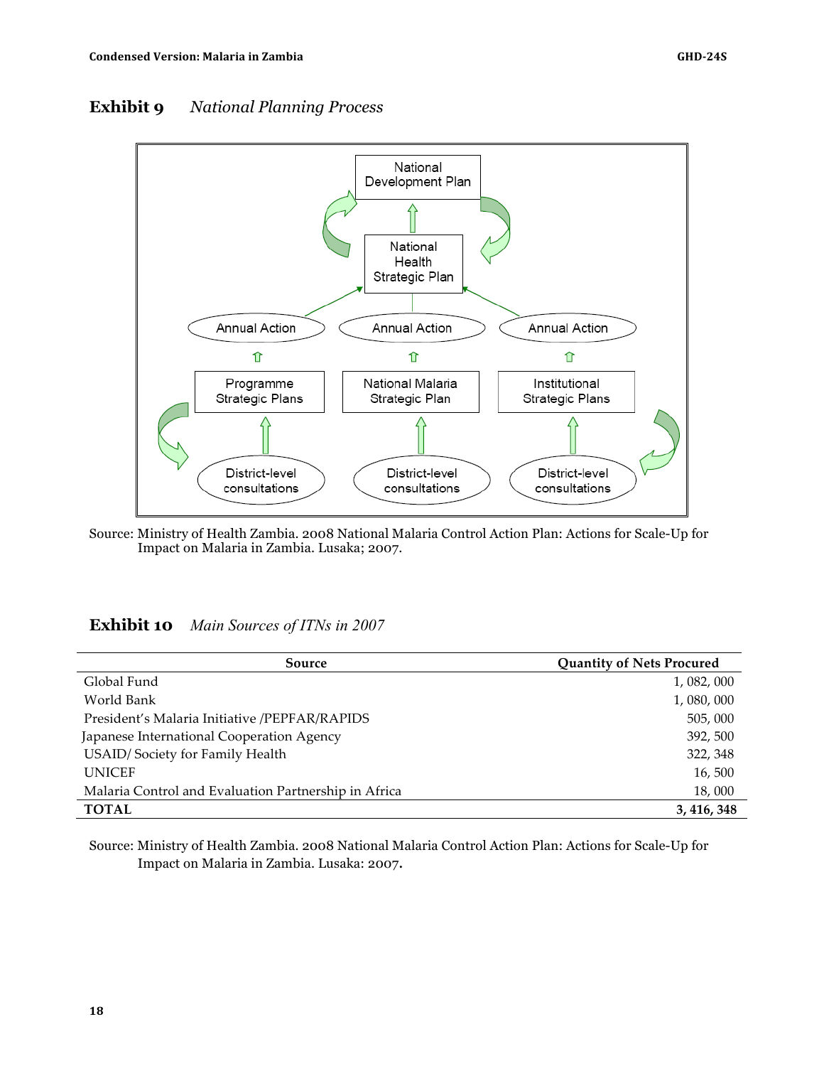**Exhibit 9** *National Planning Process*

National Development Plan

National Health Strategic Plan

Annual Action

Annual Action

Annual Action

Programme Strategic Plans

National Malaria Strategic Plan

Institutional Strategic Plans

District-level consultations

District-level consultations

District-level consultations

Source: Ministry of Health Zambia. 2008 National Malaria Control Action Plan: Actions for Scale-Up for Impact on Malaria in Zambia. Lusaka; 2007.

**Exhibit 10** *Main Sources of ITNs in 2007*

| Source | Quantity of Nets Procured |
|---|---:|
| Global Fund | 1, 082, 000 |
| World Bank | 1, 080, 000 |
| President's Malaria Initiative /PEPFAR/RAPIDS | 505, 000 |
| Japanese International Cooperation Agency | 392, 500 |
| USAID/ Society for Family Health | 322, 348 |
| UNICEF | 16, 500 |
| Malaria Control and Evaluation Partnership in Africa | 18, 000 |
| **TOTAL** | **3, 416, 348** |

Source: Ministry of Health Zambia. 2008 National Malaria Control Action Plan: Actions for Scale-Up for Impact on Malaria in Zambia. Lusaka: 2007.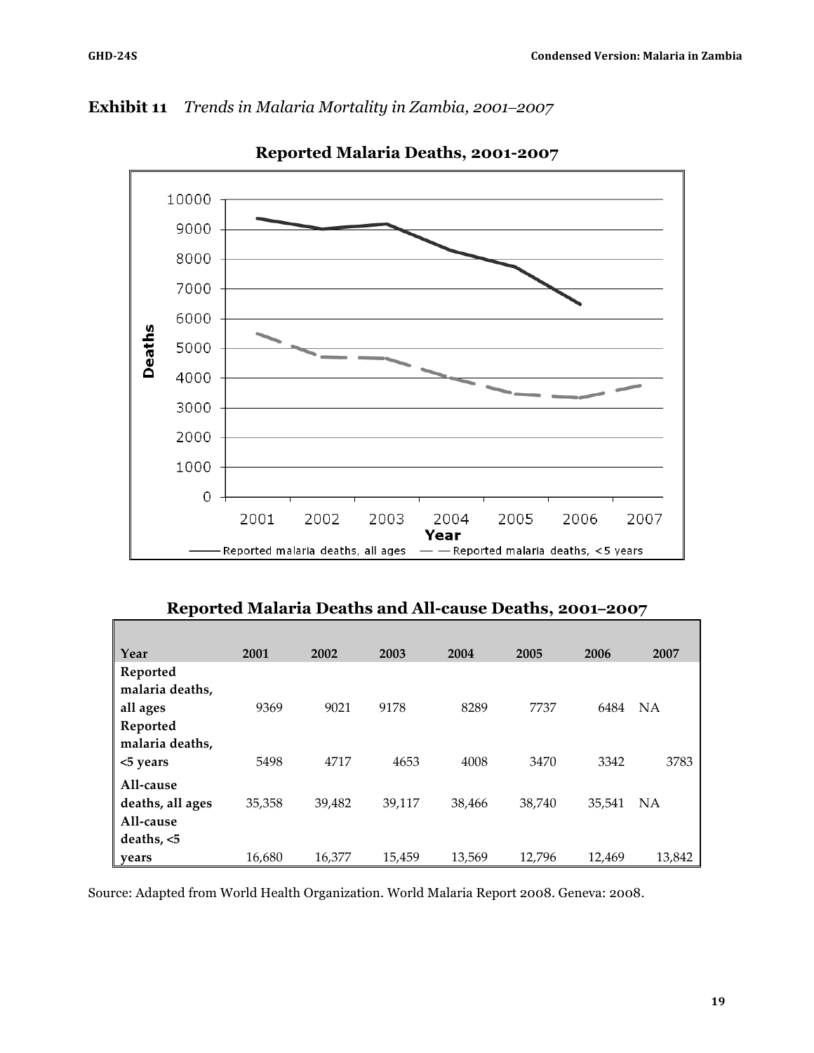**Exhibit 11** *Trends in Malaria Mortality in Zambia, 2001–2007*

**Reported Malaria Deaths, 2001-2007**

Deaths

10000
9000
8000
7000
6000
5000
4000
3000
2000
1000
0

2001 2002 2003 2004 2005 2006 2007

Year

Reported malaria deaths, all ages — — Reported malaria deaths, <5 years

**Reported Malaria Deaths and All-cause Deaths, 2001–2007**

| Year | 2001 | 2002 | 2003 | 2004 | 2005 | 2006 | 2007 |
|---|---|---|---|---|---|---|---|
| Reported malaria deaths, all ages | 9369 | 9021 | 9178 | 8289 | 7737 | 6484 | NA |
| Reported malaria deaths, <5 years | 5498 | 4717 | 4653 | 4008 | 3470 | 3342 | 3783 |
| All-cause deaths, all ages | 35,358 | 39,482 | 39,117 | 38,466 | 38,740 | 35,541 | NA |
| All-cause deaths, <5 years | 16,680 | 16,377 | 15,459 | 13,569 | 12,796 | 12,469 | 13,842 |

Source: Adapted from World Health Organization. World Malaria Report 2008. Geneva: 2008.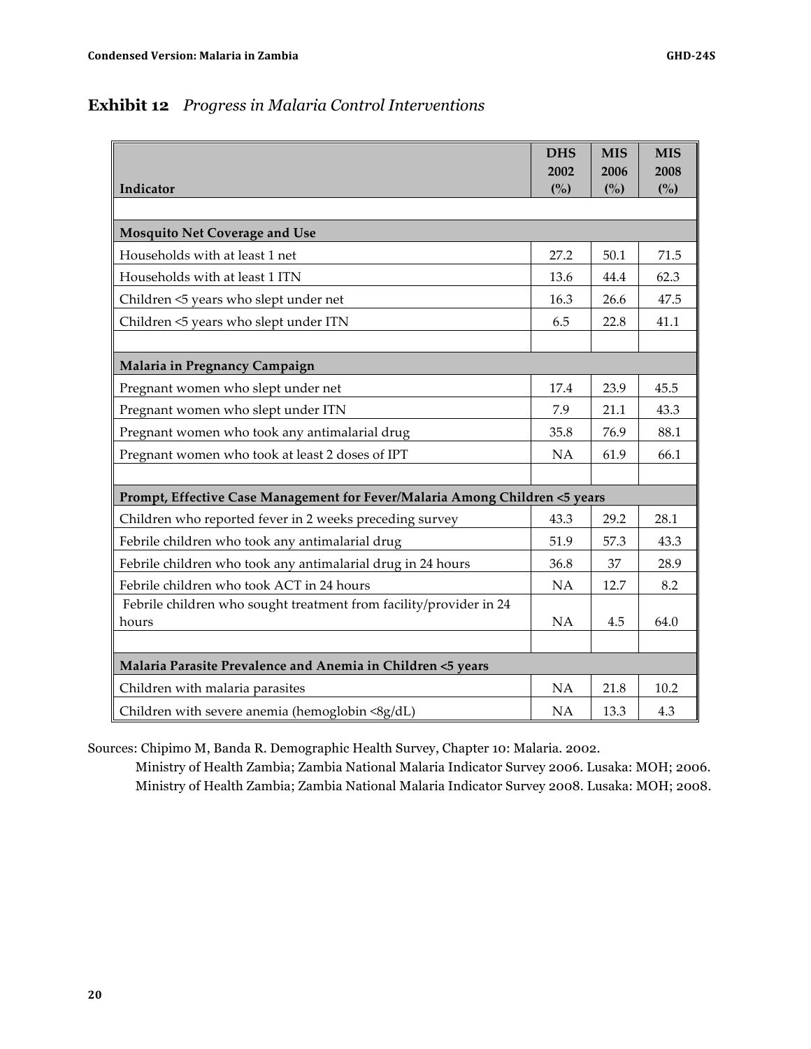**Exhibit 12** *Progress in Malaria Control Interventions*

| Indicator | DHS 2002 (%) | MIS 2006 (%) | MIS 2008 (%) |
|---|---|---|---|
| | | | |
| **Mosquito Net Coverage and Use** | | | |
| Households with at least 1 net | 27.2 | 50.1 | 71.5 |
| Households with at least 1 ITN | 13.6 | 44.4 | 62.3 |
| Children <5 years who slept under net | 16.3 | 26.6 | 47.5 |
| Children <5 years who slept under ITN | 6.5 | 22.8 | 41.1 |
| | | | |
| **Malaria in Pregnancy Campaign** | | | |
| Pregnant women who slept under net | 17.4 | 23.9 | 45.5 |
| Pregnant women who slept under ITN | 7.9 | 21.1 | 43.3 |
| Pregnant women who took any antimalarial drug | 35.8 | 76.9 | 88.1 |
| Pregnant women who took at least 2 doses of IPT | NA | 61.9 | 66.1 |
| | | | |
| **Prompt, Effective Case Management for Fever/Malaria Among Children <5 years** | | | |
| Children who reported fever in 2 weeks preceding survey | 43.3 | 29.2 | 28.1 |
| Febrile children who took any antimalarial drug | 51.9 | 57.3 | 43.3 |
| Febrile children who took any antimalarial drug in 24 hours | 36.8 | 37 | 28.9 |
| Febrile children who took ACT in 24 hours | NA | 12.7 | 8.2 |
| Febrile children who sought treatment from facility/provider in 24 hours | NA | 4.5 | 64.0 |
| | | | |
| **Malaria Parasite Prevalence and Anemia in Children <5 years** | | | |
| Children with malaria parasites | NA | 21.8 | 10.2 |
| Children with severe anemia (hemoglobin <8g/dL) | NA | 13.3 | 4.3 |

Sources: Chipimo M, Banda R. Demographic Health Survey, Chapter 10: Malaria. 2002.
Ministry of Health Zambia; Zambia National Malaria Indicator Survey 2006. Lusaka: MOH; 2006.
Ministry of Health Zambia; Zambia National Malaria Indicator Survey 2008. Lusaka: MOH; 2008.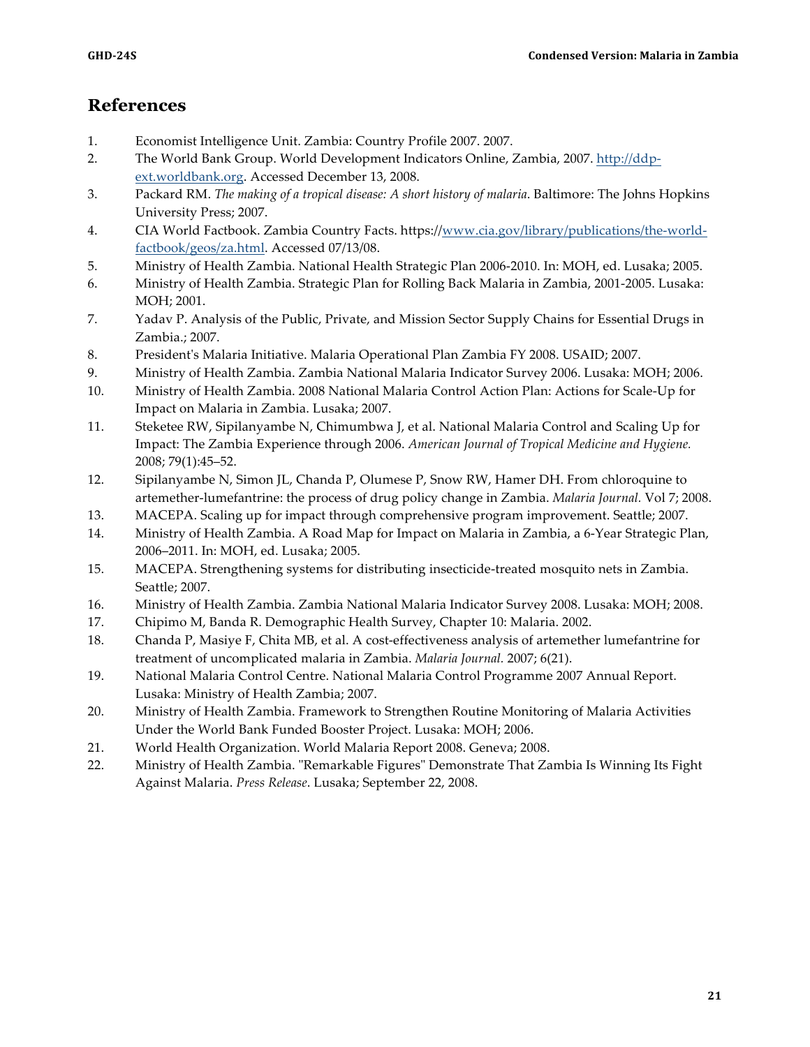## References

1. Economist Intelligence Unit. Zambia: Country Profile 2007. 2007.
2. The World Bank Group. World Development Indicators Online, Zambia, 2007. http://ddp-ext.worldbank.org. Accessed December 13, 2008.
3. Packard RM. *The making of a tropical disease: A short history of malaria*. Baltimore: The Johns Hopkins University Press; 2007.
4. CIA World Factbook. Zambia Country Facts. https://www.cia.gov/library/publications/the-world-factbook/geos/za.html. Accessed 07/13/08.
5. Ministry of Health Zambia. National Health Strategic Plan 2006-2010. In: MOH, ed. Lusaka; 2005.
6. Ministry of Health Zambia. Strategic Plan for Rolling Back Malaria in Zambia, 2001-2005. Lusaka: MOH; 2001.
7. Yadav P. Analysis of the Public, Private, and Mission Sector Supply Chains for Essential Drugs in Zambia.; 2007.
8. President's Malaria Initiative. Malaria Operational Plan Zambia FY 2008. USAID; 2007.
9. Ministry of Health Zambia. Zambia National Malaria Indicator Survey 2006. Lusaka: MOH; 2006.
10. Ministry of Health Zambia. 2008 National Malaria Control Action Plan: Actions for Scale-Up for Impact on Malaria in Zambia. Lusaka; 2007.
11. Steketee RW, Sipilanyambe N, Chimumbwa J, et al. National Malaria Control and Scaling Up for Impact: The Zambia Experience through 2006. *American Journal of Tropical Medicine and Hygiene.* 2008; 79(1):45–52.
12. Sipilanyambe N, Simon JL, Chanda P, Olumese P, Snow RW, Hamer DH. From chloroquine to artemether-lumefantrine: the process of drug policy change in Zambia. *Malaria Journal.* Vol 7; 2008.
13. MACEPA. Scaling up for impact through comprehensive program improvement. Seattle; 2007.
14. Ministry of Health Zambia. A Road Map for Impact on Malaria in Zambia, a 6-Year Strategic Plan, 2006–2011. In: MOH, ed. Lusaka; 2005.
15. MACEPA. Strengthening systems for distributing insecticide-treated mosquito nets in Zambia. Seattle; 2007.
16. Ministry of Health Zambia. Zambia National Malaria Indicator Survey 2008. Lusaka: MOH; 2008.
17. Chipimo M, Banda R. Demographic Health Survey, Chapter 10: Malaria. 2002.
18. Chanda P, Masiye F, Chita MB, et al. A cost-effectiveness analysis of artemether lumefantrine for treatment of uncomplicated malaria in Zambia. *Malaria Journal.* 2007; 6(21).
19. National Malaria Control Centre. National Malaria Control Programme 2007 Annual Report. Lusaka: Ministry of Health Zambia; 2007.
20. Ministry of Health Zambia. Framework to Strengthen Routine Monitoring of Malaria Activities Under the World Bank Funded Booster Project. Lusaka: MOH; 2006.
21. World Health Organization. World Malaria Report 2008. Geneva; 2008.
22. Ministry of Health Zambia. "Remarkable Figures" Demonstrate That Zambia Is Winning Its Fight Against Malaria. *Press Release*. Lusaka; September 22, 2008.